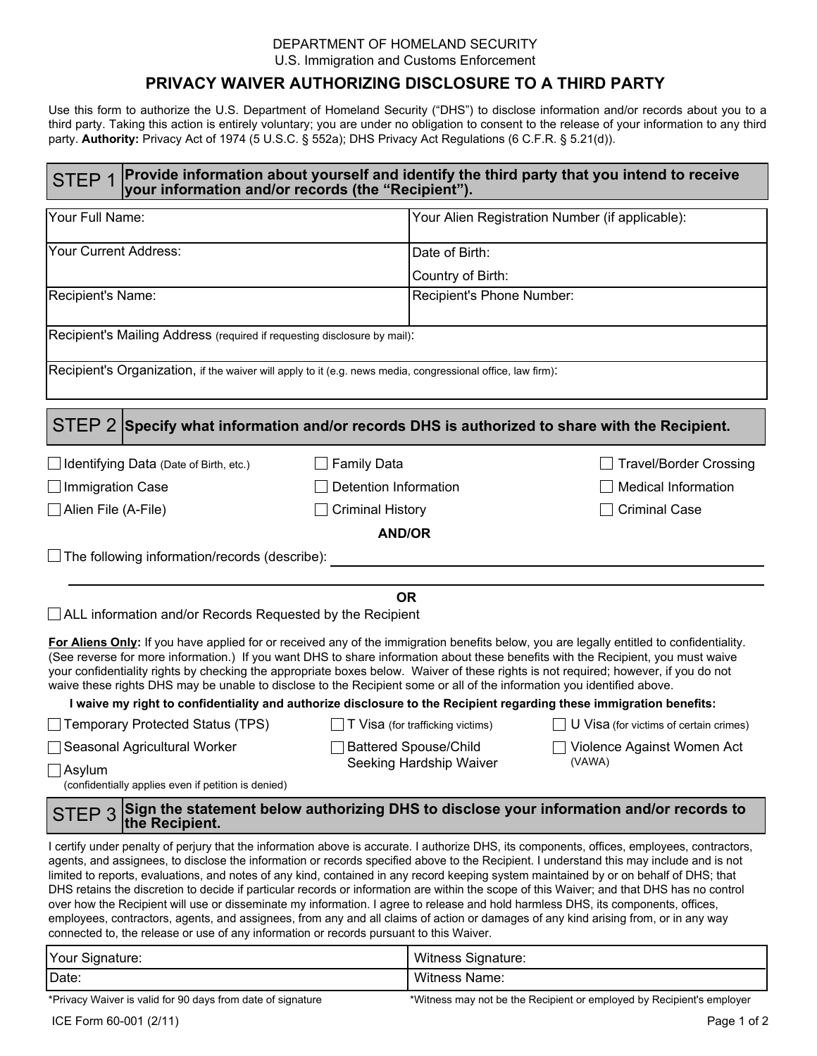DEPARTMENT OF HOMELAND SECURITY

U.S. Immigration and Customs Enforcement

# PRIVACY WAIVER AUTHORIZING DISCLOSURE TO A THIRD PARTY

Use this form to authorize the U.S. Department of Homeland Security ("DHS") to disclose information and/or records about you to a third party. Taking this action is entirely voluntary; you are under no obligation to consent to the release of your information to any third party. **Authority:** Privacy Act of 1974 (5 U.S.C. § 552a); DHS Privacy Act Regulations (6 C.F.R. § 5.21(d)).

## STEP 1 Provide information about yourself and identify the third party that you intend to receive your information and/or records (the "Recipient").

| | |
|---|---|
| Your Full Name: | Your Alien Registration Number (if applicable): |
| Your Current Address: | Date of Birth:<br>Country of Birth: |
| Recipient's Name: | Recipient's Phone Number: |
| Recipient's Mailing Address (required if requesting disclosure by mail): | |
| Recipient's Organization, if the waiver will apply to it (e.g. news media, congressional office, law firm): | |

## STEP 2 Specify what information and/or records DHS is authorized to share with the Recipient.

- ☐ Identifying Data (Date of Birth, etc.)
- ☐ Family Data
- ☐ Travel/Border Crossing
- ☐ Immigration Case
- ☐ Detention Information
- ☐ Medical Information
- ☐ Alien File (A-File)
- ☐ Criminal History
- ☐ Criminal Case

**AND/OR**

☐ The following information/records (describe): ______________________________

**OR**

☐ ALL information and/or Records Requested by the Recipient

**For Aliens Only:** If you have applied for or received any of the immigration benefits below, you are legally entitled to confidentiality. (See reverse for more information.) If you want DHS to share information about these benefits with the Recipient, you must waive your confidentiality rights by checking the appropriate boxes below. Waiver of these rights is not required; however, if you do not waive these rights DHS may be unable to disclose to the Recipient some or all of the information you identified above.

**I waive my right to confidentiality and authorize disclosure to the Recipient regarding these immigration benefits:**

- ☐ Temporary Protected Status (TPS)
- ☐ T Visa (for trafficking victims)
- ☐ U Visa (for victims of certain crimes)
- ☐ Seasonal Agricultural Worker
- ☐ Battered Spouse/Child Seeking Hardship Waiver
- ☐ Violence Against Women Act (VAWA)
- ☐ Asylum (confidentially applies even if petition is denied)

## STEP 3 Sign the statement below authorizing DHS to disclose your information and/or records to the Recipient.

I certify under penalty of perjury that the information above is accurate. I authorize DHS, its components, offices, employees, contractors, agents, and assignees, to disclose the information or records specified above to the Recipient. I understand this may include and is not limited to reports, evaluations, and notes of any kind, contained in any record keeping system maintained by or on behalf of DHS; that DHS retains the discretion to decide if particular records or information are within the scope of this Waiver; and that DHS has no control over how the Recipient will use or disseminate my information. I agree to release and hold harmless DHS, its components, offices, employees, contractors, agents, and assignees, from any and all claims of action or damages of any kind arising from, or in any way connected to, the release or use of any information or records pursuant to this Waiver.

| | |
|---|---|
| Your Signature: | Witness Signature: |
| Date: | Witness Name: |

*Privacy Waiver is valid for 90 days from date of signature

*Witness may not be the Recipient or employed by Recipient's employer

ICE Form 60-001 (2/11)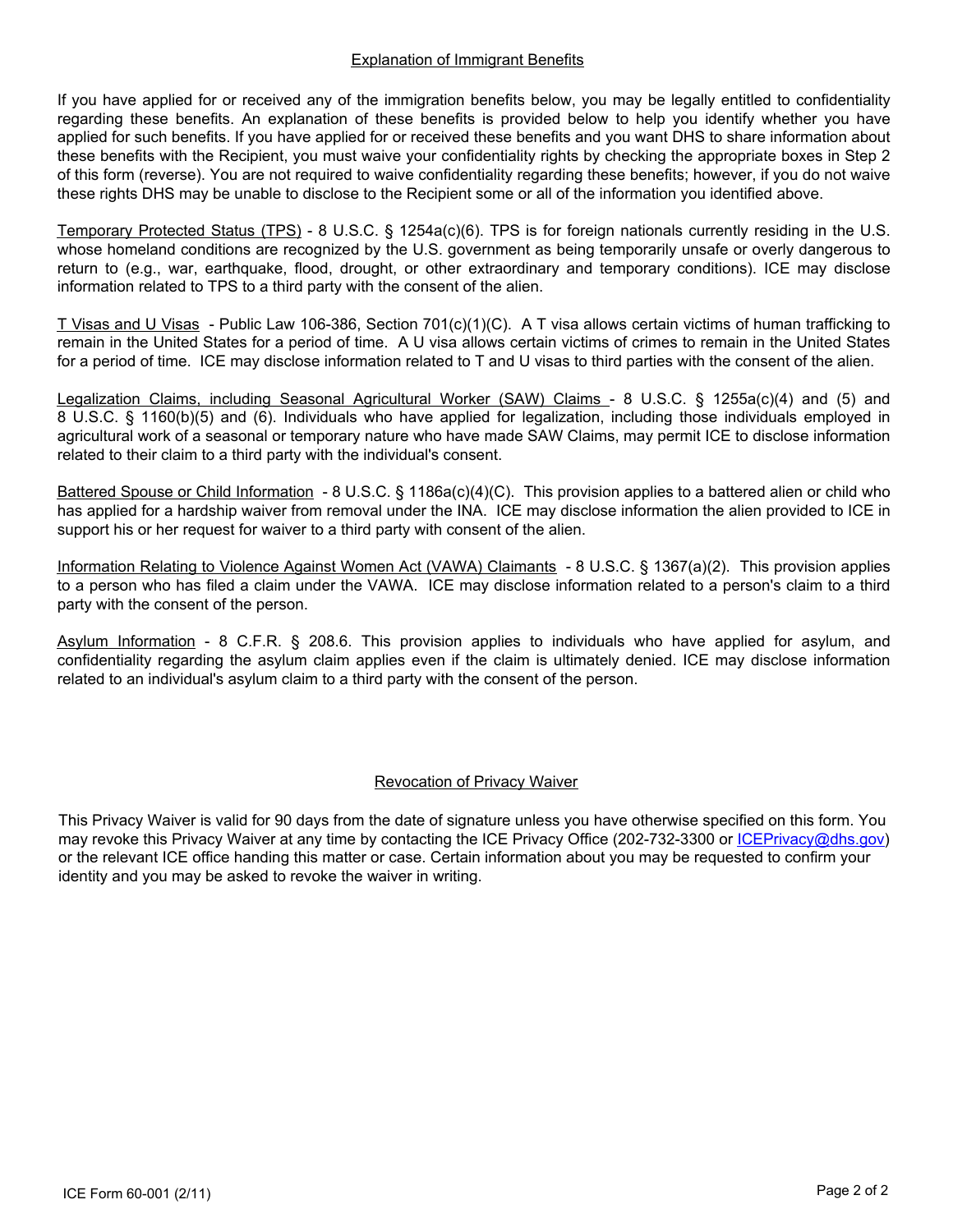## Explanation of Immigrant Benefits

If you have applied for or received any of the immigration benefits below, you may be legally entitled to confidentiality regarding these benefits. An explanation of these benefits is provided below to help you identify whether you have applied for such benefits. If you have applied for or received these benefits and you want DHS to share information about these benefits with the Recipient, you must waive your confidentiality rights by checking the appropriate boxes in Step 2 of this form (reverse). You are not required to waive confidentiality regarding these benefits; however, if you do not waive these rights DHS may be unable to disclose to the Recipient some or all of the information you identified above.

Temporary Protected Status (TPS) - 8 U.S.C. § 1254a(c)(6). TPS is for foreign nationals currently residing in the U.S. whose homeland conditions are recognized by the U.S. government as being temporarily unsafe or overly dangerous to return to (e.g., war, earthquake, flood, drought, or other extraordinary and temporary conditions). ICE may disclose information related to TPS to a third party with the consent of the alien.

T Visas and U Visas - Public Law 106-386, Section 701(c)(1)(C). A T visa allows certain victims of human trafficking to remain in the United States for a period of time. A U visa allows certain victims of crimes to remain in the United States for a period of time. ICE may disclose information related to T and U visas to third parties with the consent of the alien.

Legalization Claims, including Seasonal Agricultural Worker (SAW) Claims - 8 U.S.C. § 1255a(c)(4) and (5) and 8 U.S.C. § 1160(b)(5) and (6). Individuals who have applied for legalization, including those individuals employed in agricultural work of a seasonal or temporary nature who have made SAW Claims, may permit ICE to disclose information related to their claim to a third party with the individual's consent.

Battered Spouse or Child Information - 8 U.S.C. § 1186a(c)(4)(C). This provision applies to a battered alien or child who has applied for a hardship waiver from removal under the INA. ICE may disclose information the alien provided to ICE in support his or her request for waiver to a third party with consent of the alien.

Information Relating to Violence Against Women Act (VAWA) Claimants - 8 U.S.C. § 1367(a)(2). This provision applies to a person who has filed a claim under the VAWA. ICE may disclose information related to a person's claim to a third party with the consent of the person.

Asylum Information - 8 C.F.R. § 208.6. This provision applies to individuals who have applied for asylum, and confidentiality regarding the asylum claim applies even if the claim is ultimately denied. ICE may disclose information related to an individual's asylum claim to a third party with the consent of the person.

## Revocation of Privacy Waiver

This Privacy Waiver is valid for 90 days from the date of signature unless you have otherwise specified on this form. You may revoke this Privacy Waiver at any time by contacting the ICE Privacy Office (202-732-3300 or ICEPrivacy@dhs.gov) or the relevant ICE office handing this matter or case. Certain information about you may be requested to confirm your identity and you may be asked to revoke the waiver in writing.

ICE Form 60-001 (2/11)